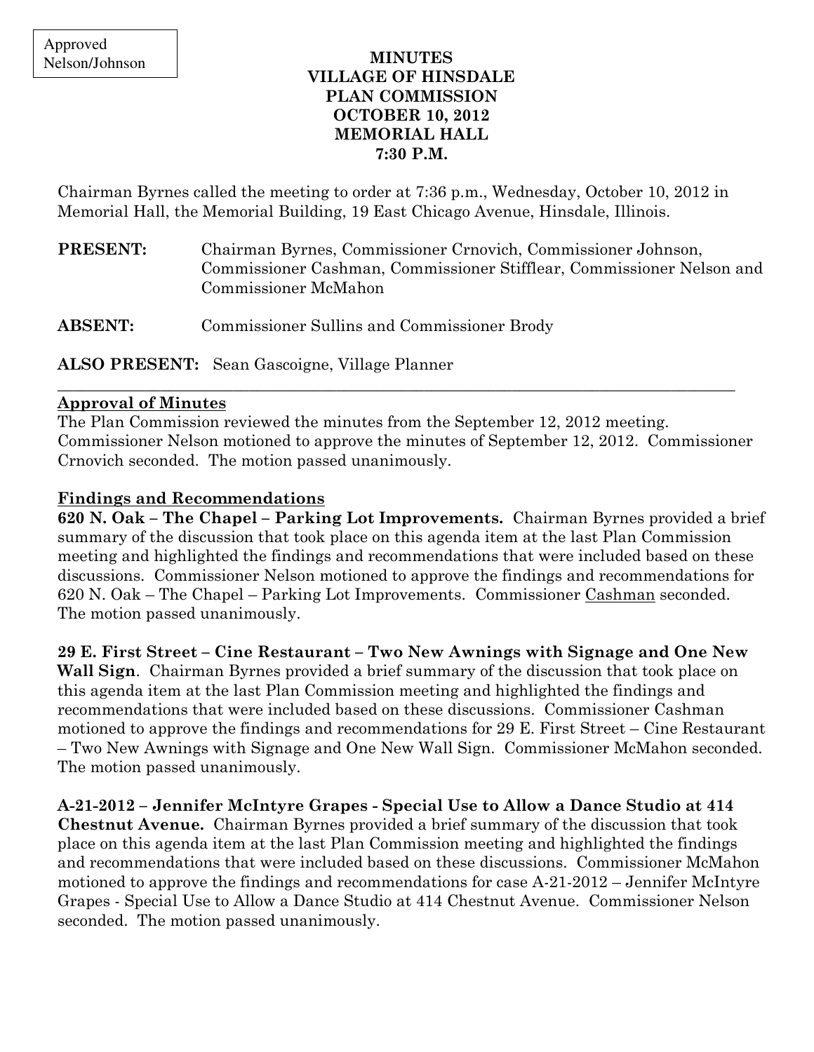Approved
Nelson/Johnson

**MINUTES**
**VILLAGE OF HINSDALE**
**PLAN COMMISSION**
**OCTOBER 10, 2012**
**MEMORIAL HALL**
**7:30 P.M.**

Chairman Byrnes called the meeting to order at 7:36 p.m., Wednesday, October 10, 2012 in Memorial Hall, the Memorial Building, 19 East Chicago Avenue, Hinsdale, Illinois.

**PRESENT:** Chairman Byrnes, Commissioner Crnovich, Commissioner Johnson, Commissioner Cashman, Commissioner Stifflear, Commissioner Nelson and Commissioner McMahon

**ABSENT:** Commissioner Sullins and Commissioner Brody

**ALSO PRESENT:** Sean Gascoigne, Village Planner

---

**Approval of Minutes**

The Plan Commission reviewed the minutes from the September 12, 2012 meeting. Commissioner Nelson motioned to approve the minutes of September 12, 2012. Commissioner Crnovich seconded. The motion passed unanimously.

**Findings and Recommendations**

**620 N. Oak – The Chapel – Parking Lot Improvements.** Chairman Byrnes provided a brief summary of the discussion that took place on this agenda item at the last Plan Commission meeting and highlighted the findings and recommendations that were included based on these discussions. Commissioner Nelson motioned to approve the findings and recommendations for 620 N. Oak – The Chapel – Parking Lot Improvements. Commissioner Cashman seconded. The motion passed unanimously.

**29 E. First Street – Cine Restaurant – Two New Awnings with Signage and One New Wall Sign**. Chairman Byrnes provided a brief summary of the discussion that took place on this agenda item at the last Plan Commission meeting and highlighted the findings and recommendations that were included based on these discussions. Commissioner Cashman motioned to approve the findings and recommendations for 29 E. First Street – Cine Restaurant – Two New Awnings with Signage and One New Wall Sign. Commissioner McMahon seconded. The motion passed unanimously.

**A-21-2012 – Jennifer McIntyre Grapes - Special Use to Allow a Dance Studio at 414 Chestnut Avenue.** Chairman Byrnes provided a brief summary of the discussion that took place on this agenda item at the last Plan Commission meeting and highlighted the findings and recommendations that were included based on these discussions. Commissioner McMahon motioned to approve the findings and recommendations for case A-21-2012 – Jennifer McIntyre Grapes - Special Use to Allow a Dance Studio at 414 Chestnut Avenue. Commissioner Nelson seconded. The motion passed unanimously.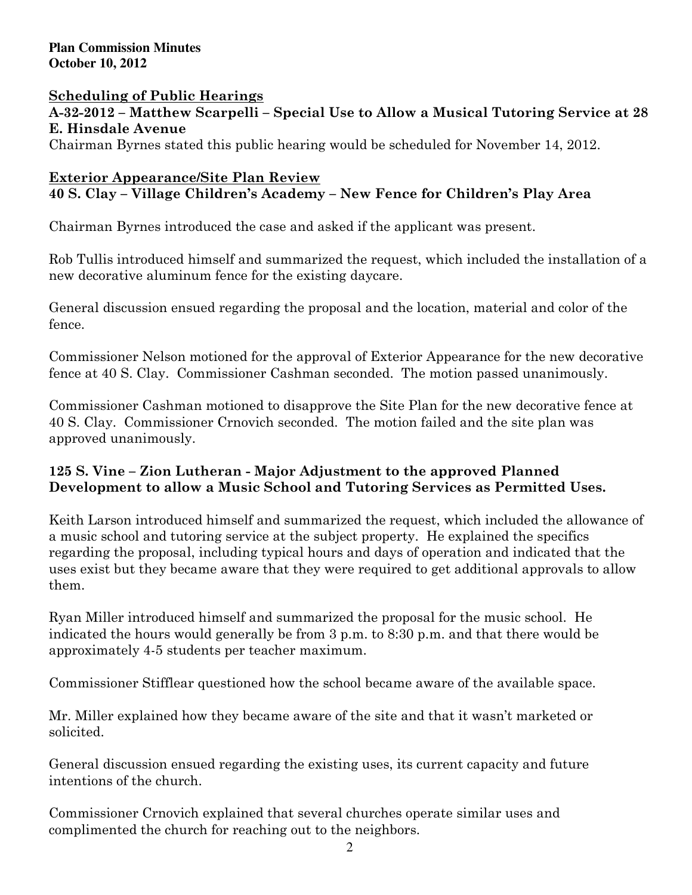**Plan Commission Minutes**
**October 10, 2012**

## Scheduling of Public Hearings

### A-32-2012 – Matthew Scarpelli – Special Use to Allow a Musical Tutoring Service at 28 E. Hinsdale Avenue

Chairman Byrnes stated this public hearing would be scheduled for November 14, 2012.

## Exterior Appearance/Site Plan Review

### 40 S. Clay – Village Children's Academy – New Fence for Children's Play Area

Chairman Byrnes introduced the case and asked if the applicant was present.

Rob Tullis introduced himself and summarized the request, which included the installation of a new decorative aluminum fence for the existing daycare.

General discussion ensued regarding the proposal and the location, material and color of the fence.

Commissioner Nelson motioned for the approval of Exterior Appearance for the new decorative fence at 40 S. Clay. Commissioner Cashman seconded. The motion passed unanimously.

Commissioner Cashman motioned to disapprove the Site Plan for the new decorative fence at 40 S. Clay. Commissioner Crnovich seconded. The motion failed and the site plan was approved unanimously.

### 125 S. Vine – Zion Lutheran - Major Adjustment to the approved Planned Development to allow a Music School and Tutoring Services as Permitted Uses.

Keith Larson introduced himself and summarized the request, which included the allowance of a music school and tutoring service at the subject property. He explained the specifics regarding the proposal, including typical hours and days of operation and indicated that the uses exist but they became aware that they were required to get additional approvals to allow them.

Ryan Miller introduced himself and summarized the proposal for the music school. He indicated the hours would generally be from 3 p.m. to 8:30 p.m. and that there would be approximately 4-5 students per teacher maximum.

Commissioner Stifflear questioned how the school became aware of the available space.

Mr. Miller explained how they became aware of the site and that it wasn't marketed or solicited.

General discussion ensued regarding the existing uses, its current capacity and future intentions of the church.

Commissioner Crnovich explained that several churches operate similar uses and complimented the church for reaching out to the neighbors.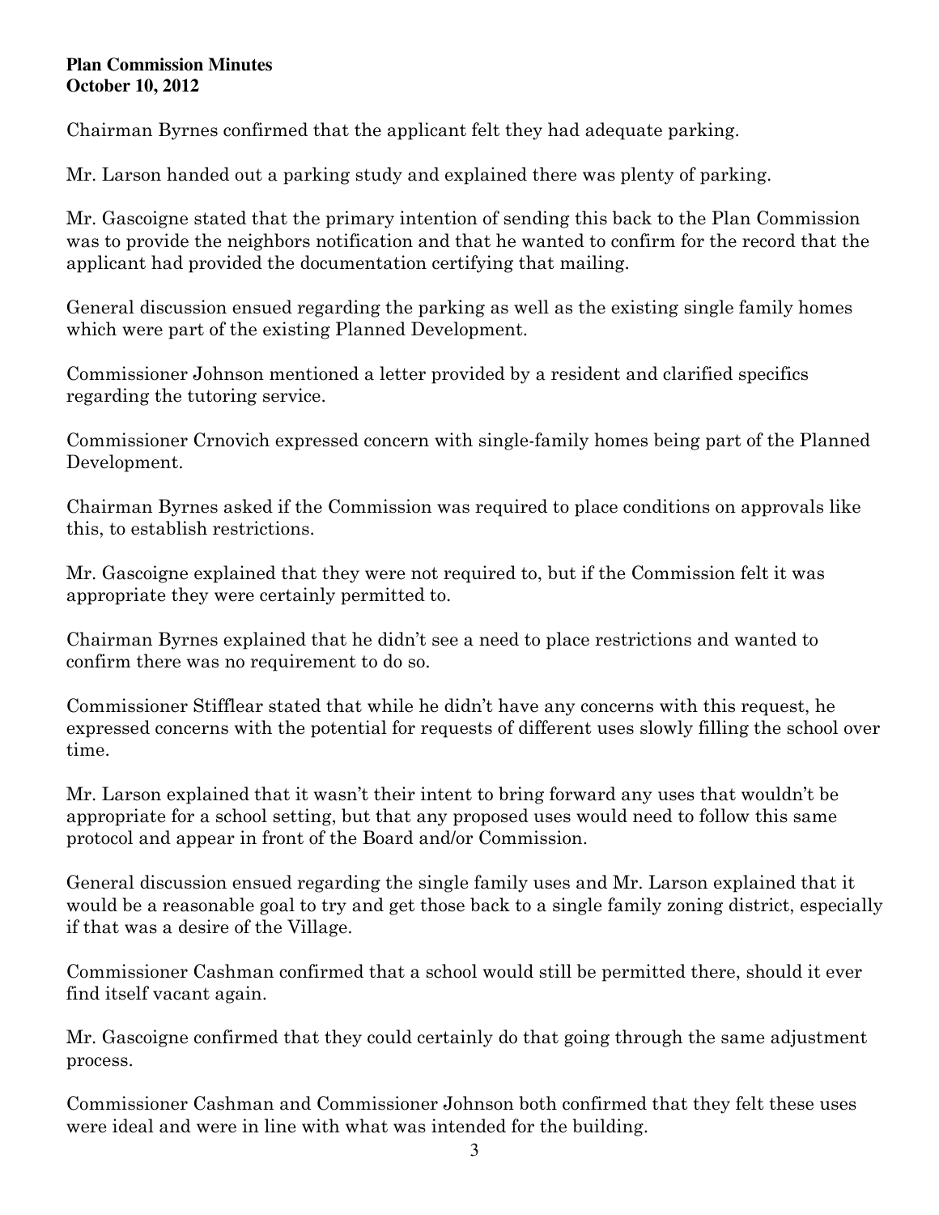Chairman Byrnes confirmed that the applicant felt they had adequate parking.

Mr. Larson handed out a parking study and explained there was plenty of parking.

Mr. Gascoigne stated that the primary intention of sending this back to the Plan Commission was to provide the neighbors notification and that he wanted to confirm for the record that the applicant had provided the documentation certifying that mailing.

General discussion ensued regarding the parking as well as the existing single family homes which were part of the existing Planned Development.

Commissioner Johnson mentioned a letter provided by a resident and clarified specifics regarding the tutoring service.

Commissioner Crnovich expressed concern with single-family homes being part of the Planned Development.

Chairman Byrnes asked if the Commission was required to place conditions on approvals like this, to establish restrictions.

Mr. Gascoigne explained that they were not required to, but if the Commission felt it was appropriate they were certainly permitted to.

Chairman Byrnes explained that he didn't see a need to place restrictions and wanted to confirm there was no requirement to do so.

Commissioner Stifflear stated that while he didn't have any concerns with this request, he expressed concerns with the potential for requests of different uses slowly filling the school over time.

Mr. Larson explained that it wasn't their intent to bring forward any uses that wouldn't be appropriate for a school setting, but that any proposed uses would need to follow this same protocol and appear in front of the Board and/or Commission.

General discussion ensued regarding the single family uses and Mr. Larson explained that it would be a reasonable goal to try and get those back to a single family zoning district, especially if that was a desire of the Village.

Commissioner Cashman confirmed that a school would still be permitted there, should it ever find itself vacant again.

Mr. Gascoigne confirmed that they could certainly do that going through the same adjustment process.

Commissioner Cashman and Commissioner Johnson both confirmed that they felt these uses were ideal and were in line with what was intended for the building.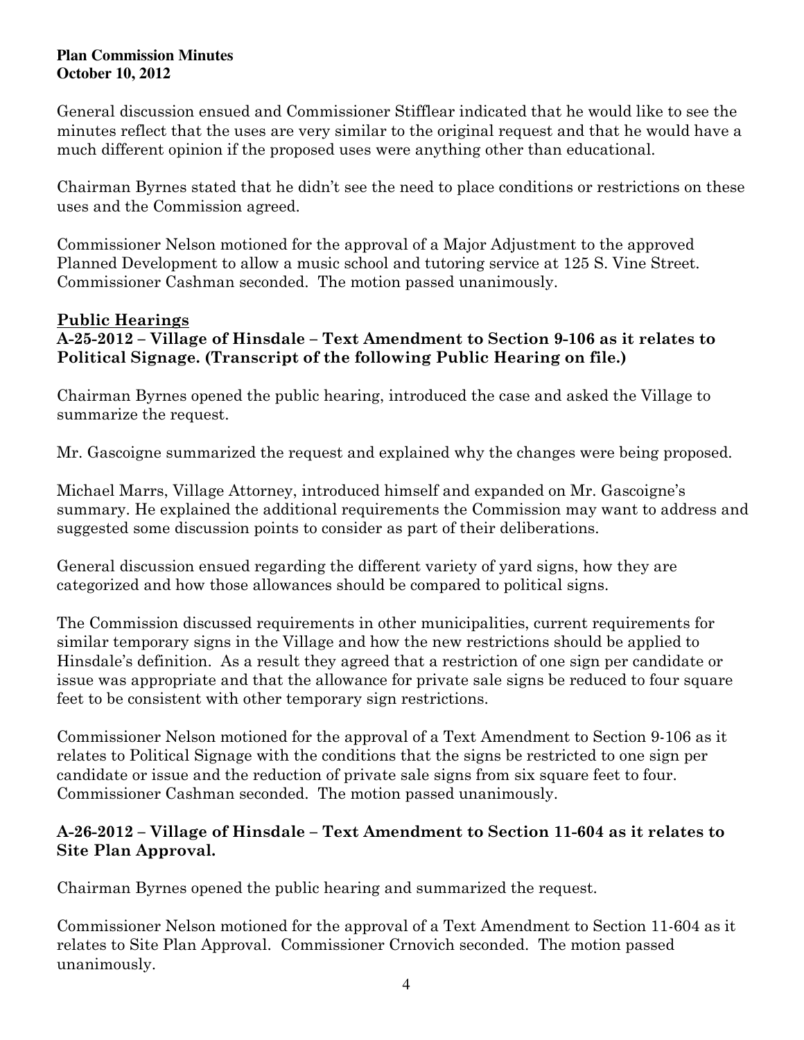General discussion ensued and Commissioner Stifflear indicated that he would like to see the minutes reflect that the uses are very similar to the original request and that he would have a much different opinion if the proposed uses were anything other than educational.

Chairman Byrnes stated that he didn't see the need to place conditions or restrictions on these uses and the Commission agreed.

Commissioner Nelson motioned for the approval of a Major Adjustment to the approved Planned Development to allow a music school and tutoring service at 125 S. Vine Street. Commissioner Cashman seconded. The motion passed unanimously.

## Public Hearings

**A-25-2012 – Village of Hinsdale – Text Amendment to Section 9-106 as it relates to Political Signage. (Transcript of the following Public Hearing on file.)**

Chairman Byrnes opened the public hearing, introduced the case and asked the Village to summarize the request.

Mr. Gascoigne summarized the request and explained why the changes were being proposed.

Michael Marrs, Village Attorney, introduced himself and expanded on Mr. Gascoigne's summary. He explained the additional requirements the Commission may want to address and suggested some discussion points to consider as part of their deliberations.

General discussion ensued regarding the different variety of yard signs, how they are categorized and how those allowances should be compared to political signs.

The Commission discussed requirements in other municipalities, current requirements for similar temporary signs in the Village and how the new restrictions should be applied to Hinsdale's definition. As a result they agreed that a restriction of one sign per candidate or issue was appropriate and that the allowance for private sale signs be reduced to four square feet to be consistent with other temporary sign restrictions.

Commissioner Nelson motioned for the approval of a Text Amendment to Section 9-106 as it relates to Political Signage with the conditions that the signs be restricted to one sign per candidate or issue and the reduction of private sale signs from six square feet to four. Commissioner Cashman seconded. The motion passed unanimously.

**A-26-2012 – Village of Hinsdale – Text Amendment to Section 11-604 as it relates to Site Plan Approval.**

Chairman Byrnes opened the public hearing and summarized the request.

Commissioner Nelson motioned for the approval of a Text Amendment to Section 11-604 as it relates to Site Plan Approval. Commissioner Crnovich seconded. The motion passed unanimously.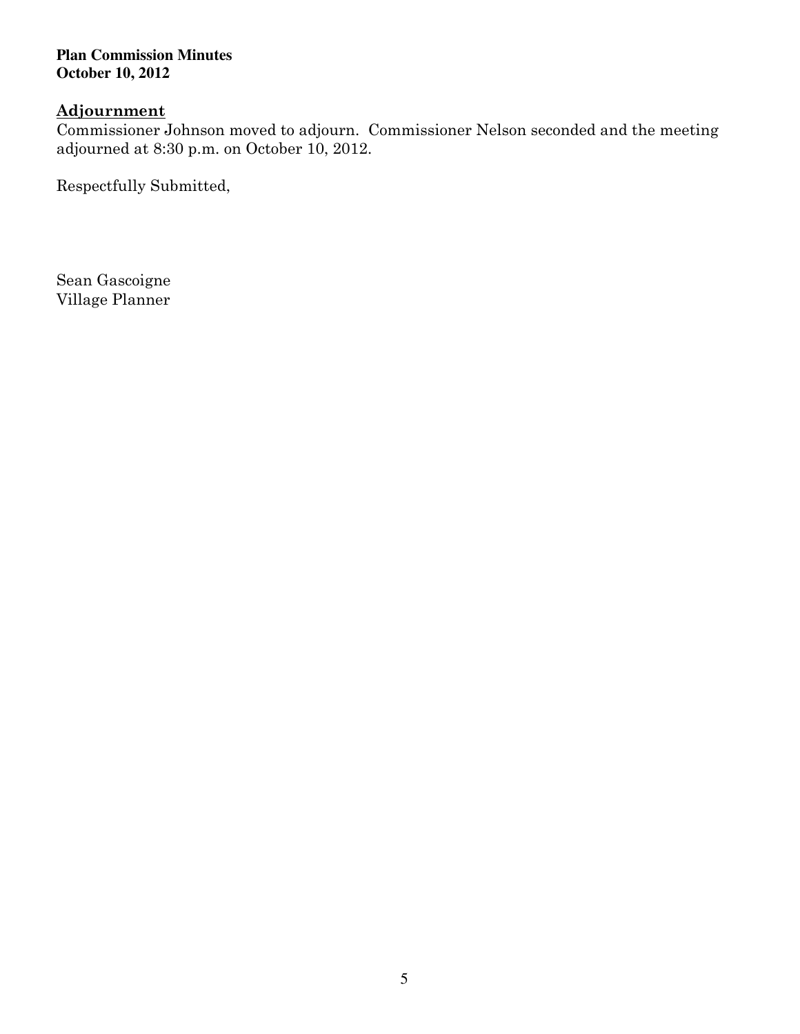## Adjournment

Commissioner Johnson moved to adjourn. Commissioner Nelson seconded and the meeting adjourned at 8:30 p.m. on October 10, 2012.

Respectfully Submitted,

Sean Gascoigne
Village Planner